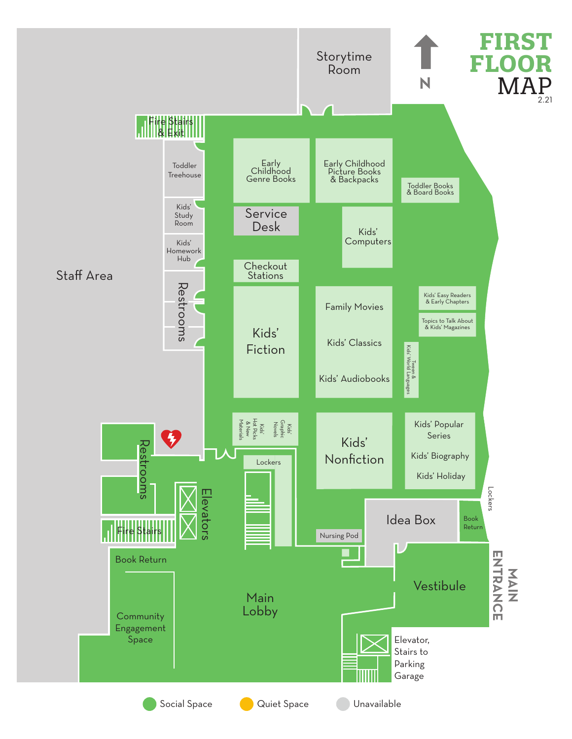# FIRST FLOOR MAP

2.21

N

Storytime Room

Fire Stairs & Exit

Toddler Treehouse

Kids' Study Room

Kids' Homework Hub

Restrooms

Staff Area

Early Childhood Genre Books

Early Childhood Picture Books & Backpacks

Toddler Books & Board Books

Service Desk

Kids' Computers

Checkout Stations

Kids' Easy Readers & Early Chapters

Topics to Talk About & Kids' Magazines

Kids' Fiction

Family Movies

Kids' Classics

Kids' Audiobooks

Tween & Kids' World Languages

Kids' Hot Picks & New Materials

Kids' Graphic Novels

Kids' Nonfiction

Kids' Popular Series

Kids' Biography

Kids' Holiday

Restrooms

Lockers

Elevators

Fire Stairs

Lockers

Idea Box

Book Return

Nursing Pod

Book Return

Community Engagement Space

Main Lobby

Vestibule

MAIN ENTRANCE

Elevator, Stairs to Parking Garage

Social Space | Quiet Space | Unavailable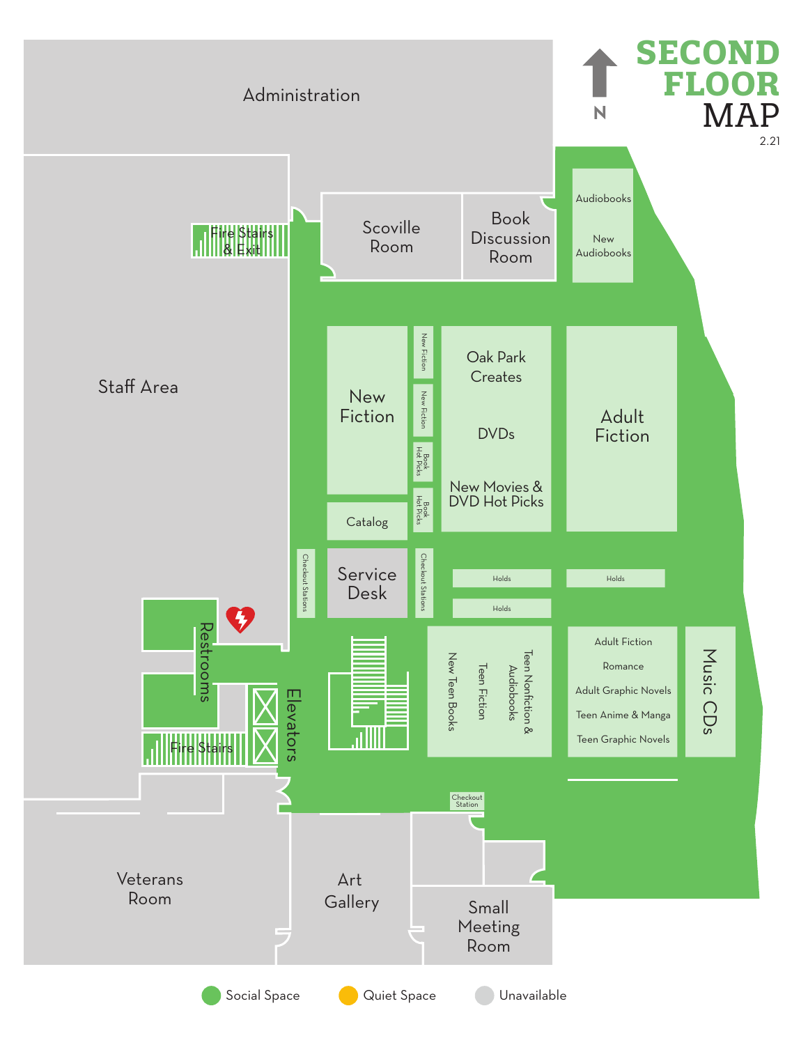# SECOND FLOOR MAP

N

2.21

Administration

Staff Area

Fire Stairs & Exit

Scoville Room

Book Discussion Room

Audiobooks

New Audiobooks

New Fiction

New Fiction

New Fiction

Book Hot Picks

Book Hot Picks

Oak Park Creates

DVDs

New Movies & DVD Hot Picks

Adult Fiction

Catalog

Checkout Stations

Service Desk

Checkout Stations

Holds

Holds

Holds

Restrooms

Elevators

Fire Stairs

New Teen Books

Teen Fiction

Teen Nonfiction & Audiobooks

Adult Fiction

Romance

Adult Graphic Novels

Teen Anime & Manga

Teen Graphic Novels

Music CDs

Checkout Station

Veterans Room

Art Gallery

Small Meeting Room

Social Space

Quiet Space

Unavailable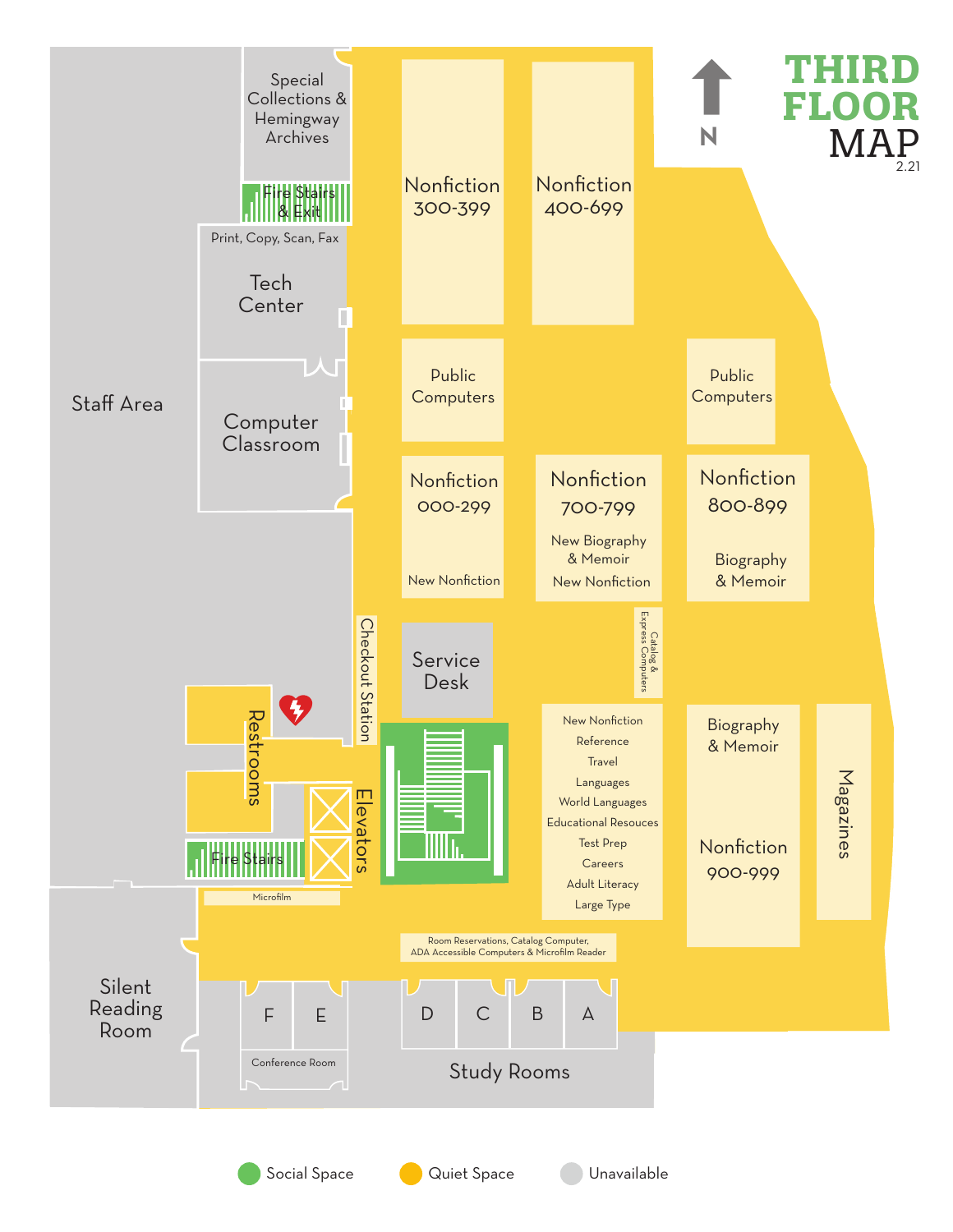# THIRD FLOOR MAP

2.21

N

Special Collections & Hemingway Archives

Fire Stairs & Exit

Print, Copy, Scan, Fax

Tech Center

Computer Classroom

Staff Area

Nonfiction 300-399

Nonfiction 400-699

Public Computers

Public Computers

Nonfiction 000-299

New Nonfiction

Nonfiction 700-799

New Biography & Memoir

New Nonfiction

Nonfiction 800-899

Biography & Memoir

Checkout Station

Catalog & Express Computers

Service Desk

Restrooms

Elevators

Fire Stairs

Microfilm

New Nonfiction
Reference
Travel
Languages
World Languages
Educational Resouces
Test Prep
Careers
Adult Literacy
Large Type

Biography & Memoir

Nonfiction 900-999

Magazines

Room Reservations, Catalog Computer, ADA Accessible Computers & Microfilm Reader

Silent Reading Room

F E

Conference Room

D C B A

Study Rooms

Social Space   Quiet Space   Unavailable